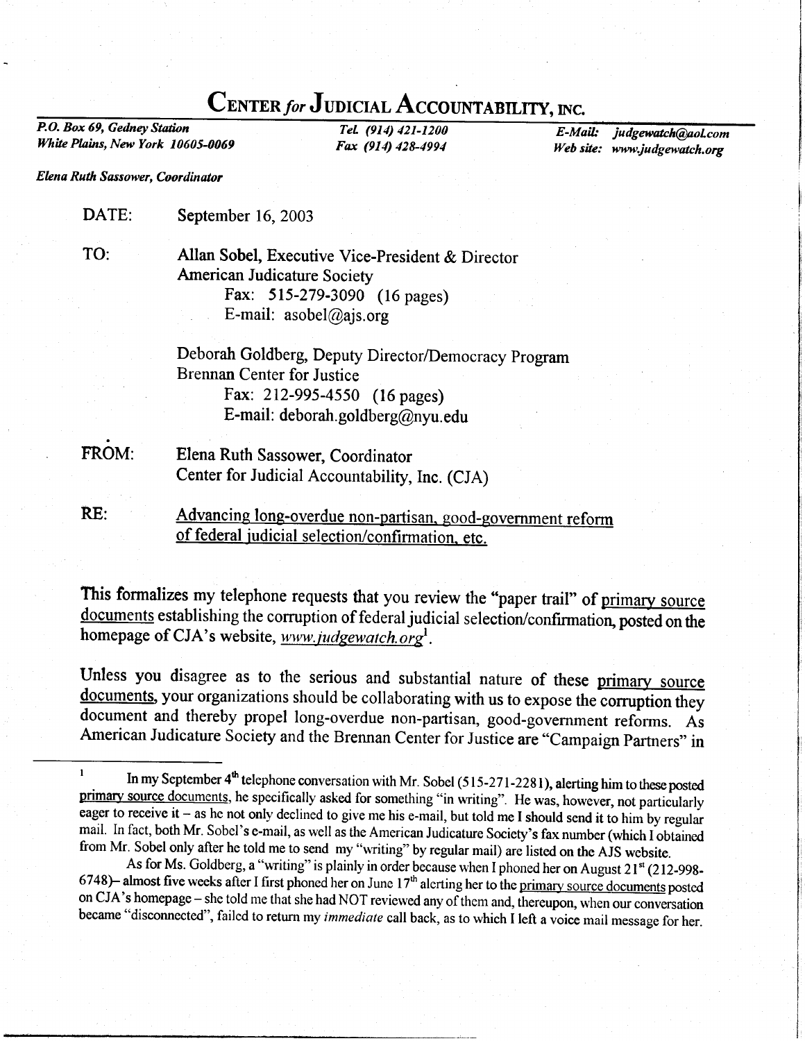# Center *for* Judicial Accountability, Inc.

*P.O. Box 69, Gedney Station*
*White Plains, New York 10605-0069*

*Tel. (914) 421-1200*
*Fax (914) 428-4994*

*E-Mail: judgewatch@aol.com*
*Web site: www.judgewatch.org*

*Elena Ruth Sassower, Coordinator*

DATE: September 16, 2003

TO: Allan Sobel, Executive Vice-President & Director
American Judicature Society
Fax: 515-279-3090 (16 pages)
E-mail: asobel@ajs.org

Deborah Goldberg, Deputy Director/Democracy Program
Brennan Center for Justice
Fax: 212-995-4550 (16 pages)
E-mail: deborah.goldberg@nyu.edu

FROM: Elena Ruth Sassower, Coordinator
Center for Judicial Accountability, Inc. (CJA)

RE: Advancing long-overdue non-partisan, good-government reform of federal judicial selection/confirmation, etc.

This formalizes my telephone requests that you review the "paper trail" of primary source documents establishing the corruption of federal judicial selection/confirmation, posted on the homepage of CJA's website, *www.judgewatch.org*[1].

Unless you disagree as to the serious and substantial nature of these primary source documents, your organizations should be collaborating with us to expose the corruption they document and thereby propel long-overdue non-partisan, good-government reforms. As American Judicature Society and the Brennan Center for Justice are "Campaign Partners" in

---

[1] In my September 4[th] telephone conversation with Mr. Sobel (515-271-2281), alerting him to these posted primary source documents, he specifically asked for something "in writing". He was, however, not particularly eager to receive it – as he not only declined to give me his e-mail, but told me I should send it to him by regular mail. In fact, both Mr. Sobel's e-mail, as well as the American Judicature Society's fax number (which I obtained from Mr. Sobel only after he told me to send my "writing" by regular mail) are listed on the AJS website.

As for Ms. Goldberg, a "writing" is plainly in order because when I phoned her on August 21[st] (212-998-6748)– almost five weeks after I first phoned her on June 17[th] alerting her to the primary source documents posted on CJA's homepage – she told me that she had NOT reviewed any of them and, thereupon, when our conversation became "disconnected", failed to return my *immediate* call back, as to which I left a voice mail message for her.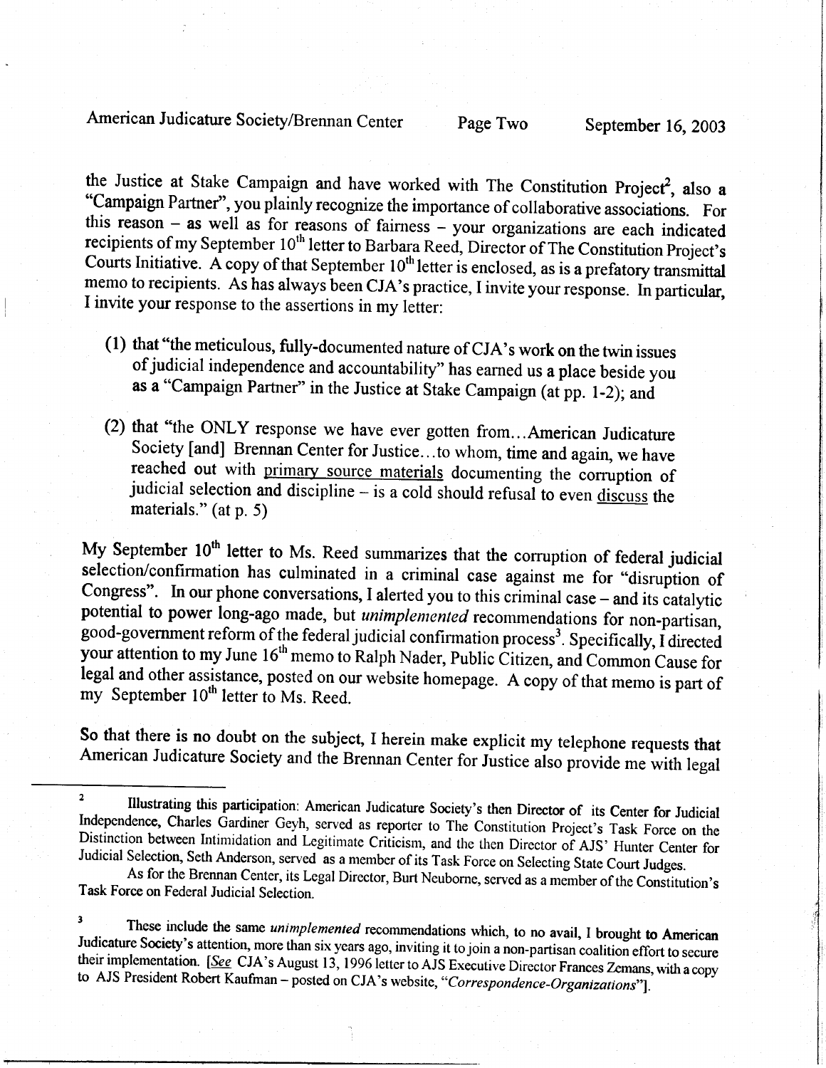the Justice at Stake Campaign and have worked with The Constitution Project[2], also a "Campaign Partner", you plainly recognize the importance of collaborative associations. For this reason – as well as for reasons of fairness – your organizations are each indicated recipients of my September 10th letter to Barbara Reed, Director of The Constitution Project's Courts Initiative. A copy of that September 10th letter is enclosed, as is a prefatory transmittal memo to recipients. As has always been CJA's practice, I invite your response. In particular, I invite your response to the assertions in my letter:

(1) that "the meticulous, fully-documented nature of CJA's work on the twin issues of judicial independence and accountability" has earned us a place beside you as a "Campaign Partner" in the Justice at Stake Campaign (at pp. 1-2); and

(2) that "the ONLY response we have ever gotten from...American Judicature Society [and] Brennan Center for Justice...to whom, time and again, we have reached out with primary source materials documenting the corruption of judicial selection and discipline – is a cold should refusal to even discuss the materials." (at p. 5)

My September 10th letter to Ms. Reed summarizes that the corruption of federal judicial selection/confirmation has culminated in a criminal case against me for "disruption of Congress". In our phone conversations, I alerted you to this criminal case – and its catalytic potential to power long-ago made, but *unimplemented* recommendations for non-partisan, good-government reform of the federal judicial confirmation process[3]. Specifically, I directed your attention to my June 16th memo to Ralph Nader, Public Citizen, and Common Cause for legal and other assistance, posted on our website homepage. A copy of that memo is part of my September 10th letter to Ms. Reed.

So that there is no doubt on the subject, I herein make explicit my telephone requests that American Judicature Society and the Brennan Center for Justice also provide me with legal

---

[2] Illustrating this participation: American Judicature Society's then Director of its Center for Judicial Independence, Charles Gardiner Geyh, served as reporter to The Constitution Project's Task Force on the Distinction between Intimidation and Legitimate Criticism, and the then Director of AJS' Hunter Center for Judicial Selection, Seth Anderson, served as a member of its Task Force on Selecting State Court Judges.

As for the Brennan Center, its Legal Director, Burt Neuborne, served as a member of the Constitution's Task Force on Federal Judicial Selection.

[3] These include the same *unimplemented* recommendations which, to no avail, I brought to American Judicature Society's attention, more than six years ago, inviting it to join a non-partisan coalition effort to secure their implementation. [*See* CJA's August 13, 1996 letter to AJS Executive Director Frances Zemans, with a copy to AJS President Robert Kaufman – posted on CJA's website, "*Correspondence-Organizations*"].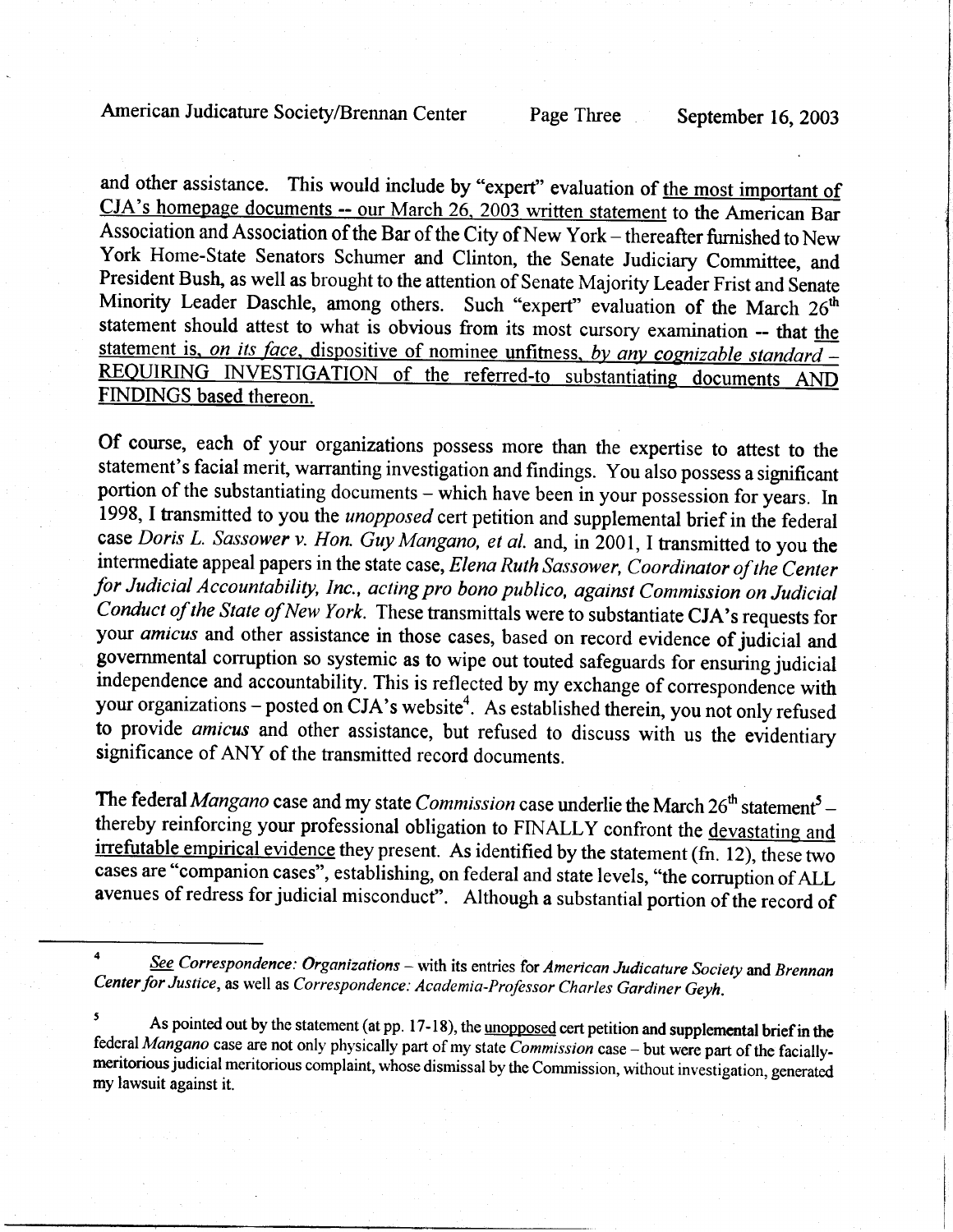and other assistance. This would include by "expert" evaluation of the most important of CJA's homepage documents -- our March 26, 2003 written statement to the American Bar Association and Association of the Bar of the City of New York – thereafter furnished to New York Home-State Senators Schumer and Clinton, the Senate Judiciary Committee, and President Bush, as well as brought to the attention of Senate Majority Leader Frist and Senate Minority Leader Daschle, among others. Such "expert" evaluation of the March 26th statement should attest to what is obvious from its most cursory examination -- that the statement is, *on its face*, dispositive of nominee unfitness, *by any cognizable standard* – REQUIRING INVESTIGATION of the referred-to substantiating documents AND FINDINGS based thereon.

Of course, each of your organizations possess more than the expertise to attest to the statement's facial merit, warranting investigation and findings. You also possess a significant portion of the substantiating documents – which have been in your possession for years. In 1998, I transmitted to you the *unopposed* cert petition and supplemental brief in the federal case *Doris L. Sassower v. Hon. Guy Mangano, et al.* and, in 2001, I transmitted to you the intermediate appeal papers in the state case, *Elena Ruth Sassower, Coordinator of the Center for Judicial Accountability, Inc., acting pro bono publico, against Commission on Judicial Conduct of the State of New York*. These transmittals were to substantiate CJA's requests for your *amicus* and other assistance in those cases, based on record evidence of judicial and governmental corruption so systemic as to wipe out touted safeguards for ensuring judicial independence and accountability. This is reflected by my exchange of correspondence with your organizations – posted on CJA's website[4]. As established therein, you not only refused to provide *amicus* and other assistance, but refused to discuss with us the evidentiary significance of ANY of the transmitted record documents.

The federal *Mangano* case and my state *Commission* case underlie the March 26th statement[5] – thereby reinforcing your professional obligation to FINALLY confront the devastating and irrefutable empirical evidence they present. As identified by the statement (fn. 12), these two cases are "companion cases", establishing, on federal and state levels, "the corruption of ALL avenues of redress for judicial misconduct". Although a substantial portion of the record of

---

[4] *See Correspondence: Organizations* – with its entries for *American Judicature Society* and *Brennan Center for Justice*, as well as *Correspondence: Academia-Professor Charles Gardiner Geyh*.

[5] As pointed out by the statement (at pp. 17-18), the unopposed cert petition and supplemental brief in the federal *Mangano* case are not only physically part of my state *Commission* case – but were part of the facially-meritorious judicial meritorious complaint, whose dismissal by the Commission, without investigation, generated my lawsuit against it.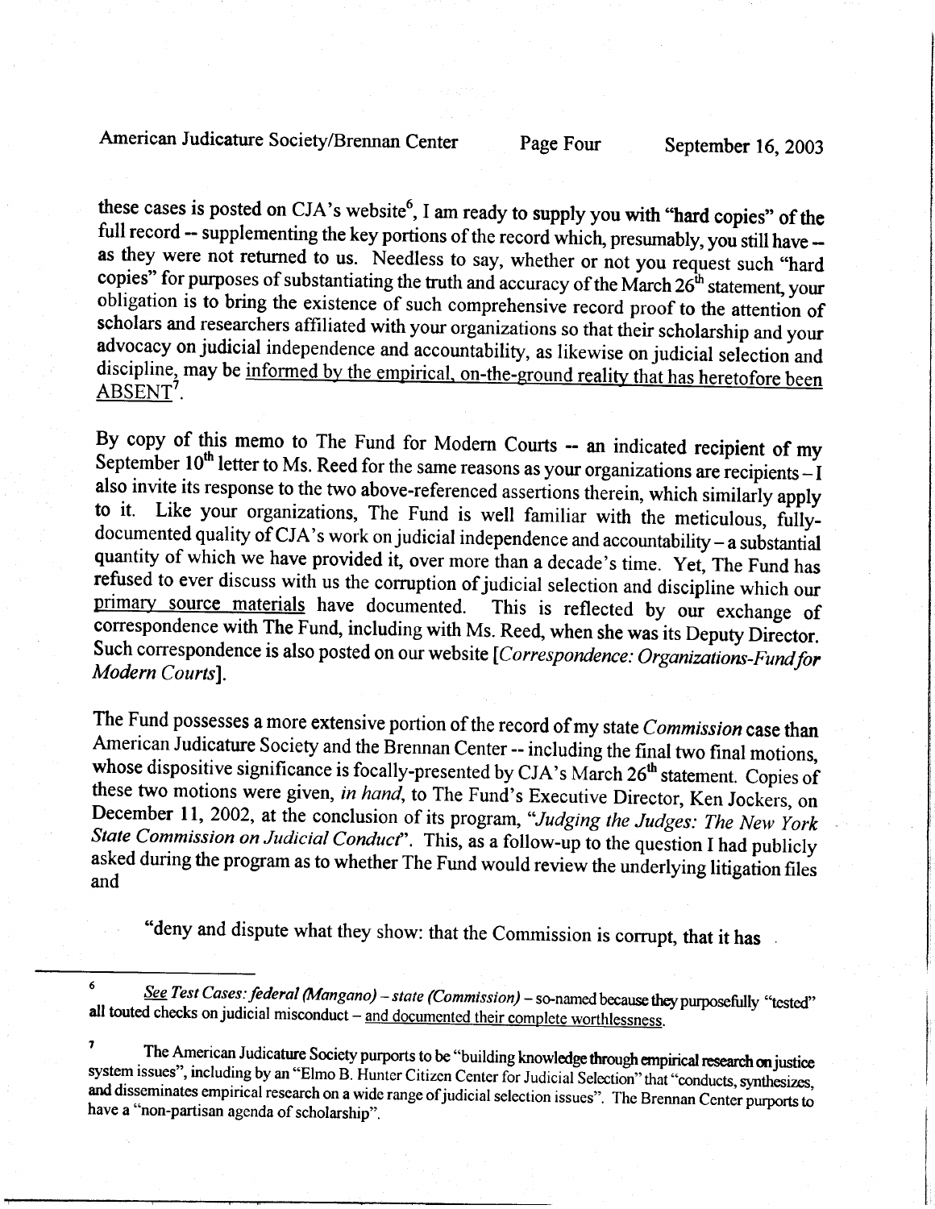these cases is posted on CJA's website[6], I am ready to supply you with **"hard copies"** of the full record -- supplementing the key portions of the record which, presumably, you still have -- as they were not returned to us. Needless to say, whether or not you request such "hard copies" for purposes of substantiating the truth and accuracy of the March 26th statement, your obligation is to bring the existence of such comprehensive record proof to the attention of scholars and researchers affiliated with your organizations so that their scholarship and your advocacy on judicial independence and accountability, as likewise on judicial selection and discipline, may be <u>informed by the empirical, on-the-ground reality that has heretofore been ABSENT</u>[7].

By copy of this memo to The Fund for Modern Courts -- **an indicated recipient of my** September 10th letter to Ms. Reed for the same reasons as your organizations are recipients – I also invite its response to the two above-referenced assertions therein, which similarly apply to it. Like your organizations, The Fund is well familiar with the meticulous, fully-documented quality of CJA's work on judicial independence and accountability – a substantial quantity of which we have provided it, over more than a decade's time. Yet, The Fund has refused to ever discuss with us the corruption of judicial selection and discipline which our <u>primary source materials</u> have documented. This is reflected by our exchange of correspondence with The Fund, including with Ms. Reed, when she was its Deputy Director. Such correspondence is also posted on our website [*Correspondence: Organizations-Fund for Modern Courts*].

The Fund possesses a more extensive portion of the record of my state *Commission* case than American Judicature Society and the Brennan Center -- including the final two final motions, whose dispositive significance is focally-presented by CJA's March 26th statement. Copies of these two motions were given, *in hand*, to The Fund's Executive Director, Ken Jockers, on December 11, 2002, at the conclusion of its program, "*Judging the Judges: The New York State Commission on Judicial Conduct*". This, as a follow-up to the question I had publicly asked during the program as to whether The Fund would review the underlying litigation files and

> "deny and dispute what they show: that the Commission is corrupt, that it has

---

[6] <u>See</u> *Test Cases: federal (Mangano) – state (Commission)* – so-named because they purposefully "tested" all touted checks on judicial misconduct – <u>and documented their complete worthlessness</u>.

[7] The American Judicature Society purports to be "building knowledge through empirical research on justice system issues", including by an "Elmo B. Hunter Citizen Center for Judicial Selection" that "conducts, synthesizes, and disseminates empirical research on a wide range of judicial selection issues". The Brennan Center purports to have a "non-partisan agenda of scholarship".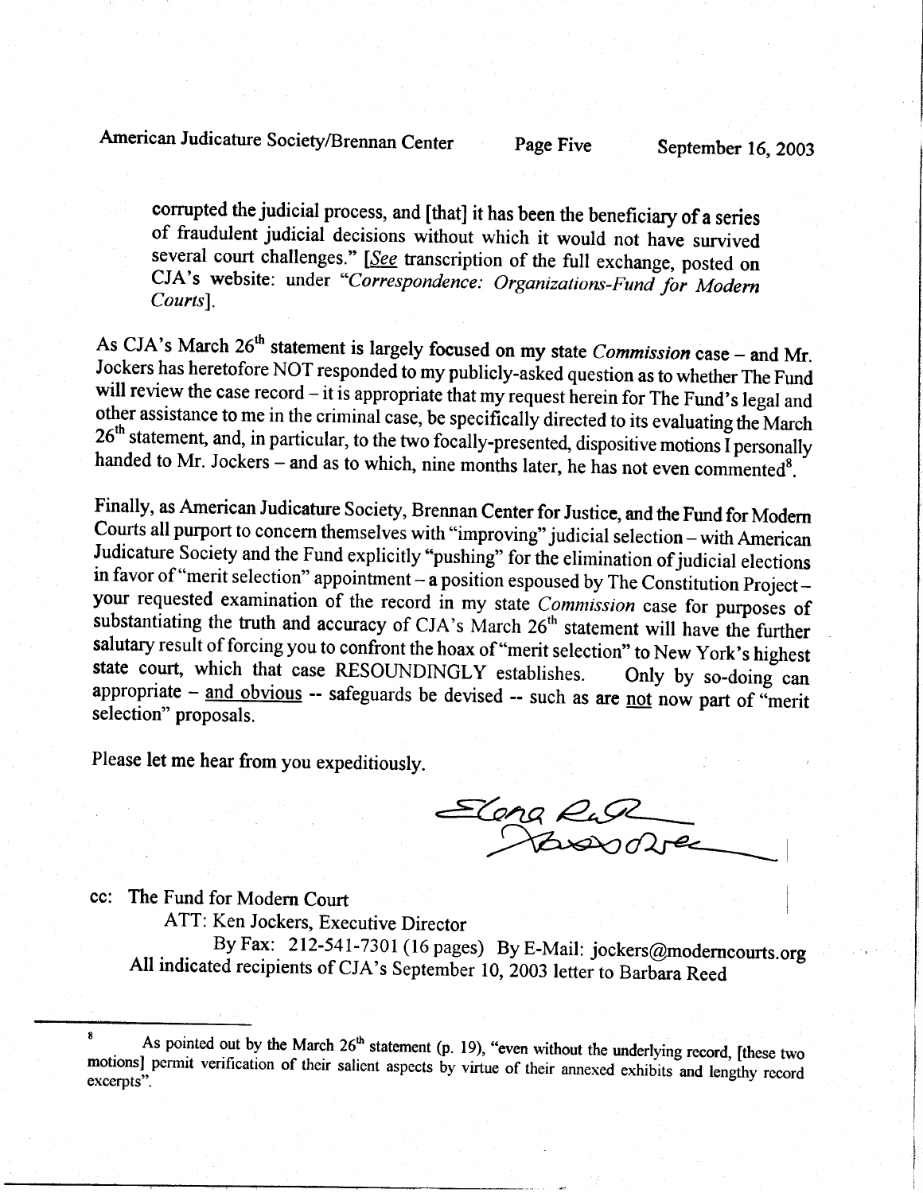corrupted the judicial process, and [that] it has been the beneficiary of a series of fraudulent judicial decisions without which it would not have survived several court challenges." [*See* transcription of the full exchange, posted on CJA's website: under "*Correspondence: Organizations-Fund for Modern Courts*].

As CJA's March 26th statement is largely focused on my state *Commission* case – and Mr. Jockers has heretofore NOT responded to my publicly-asked question as to whether The Fund will review the case record – it is appropriate that my request herein for The Fund's legal and other assistance to me in the criminal case, be specifically directed to its evaluating the March 26th statement, and, in particular, to the two focally-presented, dispositive motions I personally handed to Mr. Jockers – and as to which, nine months later, he has not even commented[8].

Finally, as American Judicature Society, Brennan Center for Justice, and the Fund for Modern Courts all purport to concern themselves with "improving" judicial selection – with American Judicature Society and the Fund explicitly "pushing" for the elimination of judicial elections in favor of "merit selection" appointment – a position espoused by The Constitution Project – your requested examination of the record in my state *Commission* case for purposes of substantiating the truth and accuracy of CJA's March 26th statement will have the further salutary result of forcing you to confront the hoax of "merit selection" to New York's highest state court, which that case RESOUNDINGLY establishes. Only by so-doing can appropriate – <u>and obvious</u> -- safeguards be devised -- such as are <u>not</u> now part of "merit selection" proposals.

Please let me hear from you expeditiously.

Elena Ruth Sassower

cc: The Fund for Modern Court
ATT: Ken Jockers, Executive Director
By Fax: 212-541-7301 (16 pages) By E-Mail: jockers@moderncourts.org
All indicated recipients of CJA's September 10, 2003 letter to Barbara Reed

---

[8] As pointed out by the March 26th statement (p. 19), "even without the underlying record, [these two motions] permit verification of their salient aspects by virtue of their annexed exhibits and lengthy record excerpts".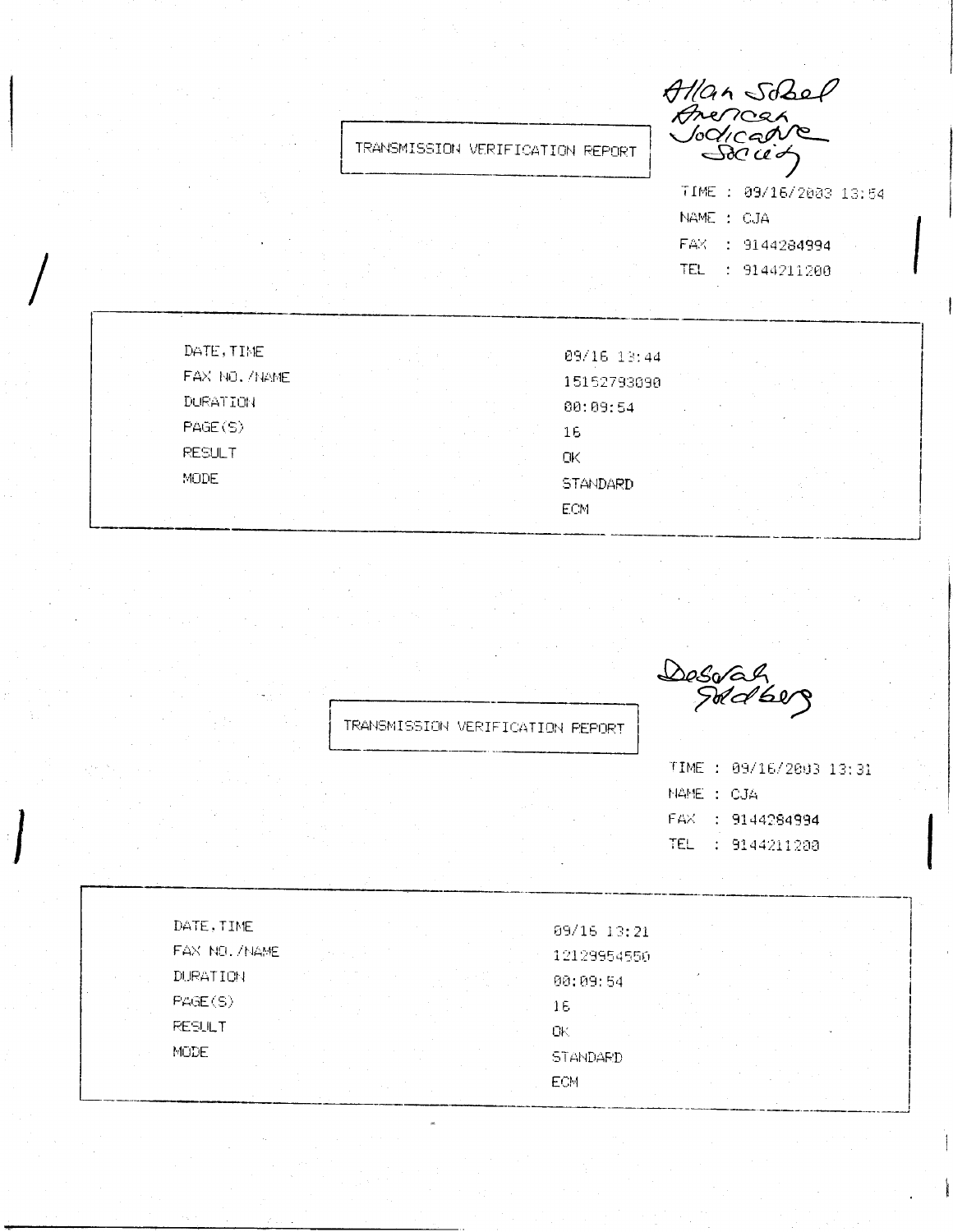*Allan Sobel*
*American Judicature Society*

TRANSMISSION VERIFICATION REPORT

TIME : 09/16/2003 13:54
NAME : CJA
FAX : 9144284994
TEL : 9144211200

| | |
|---|---|
| DATE,TIME | 09/16 13:44 |
| FAX NO./NAME | 15152793090 |
| DURATION | 00:09:54 |
| PAGE(S) | 16 |
| RESULT | OK |
| MODE | STANDARD |
| | ECM |

*Deborah Goldberg*

TRANSMISSION VERIFICATION REPORT

TIME : 09/16/2003 13:31
NAME : CJA
FAX : 9144284994
TEL : 9144211200

| | |
|---|---|
| DATE,TIME | 09/16 13:21 |
| FAX NO./NAME | 12129954550 |
| DURATION | 00:09:54 |
| PAGE(S) | 16 |
| RESULT | OK |
| MODE | STANDARD |
| | ECM |